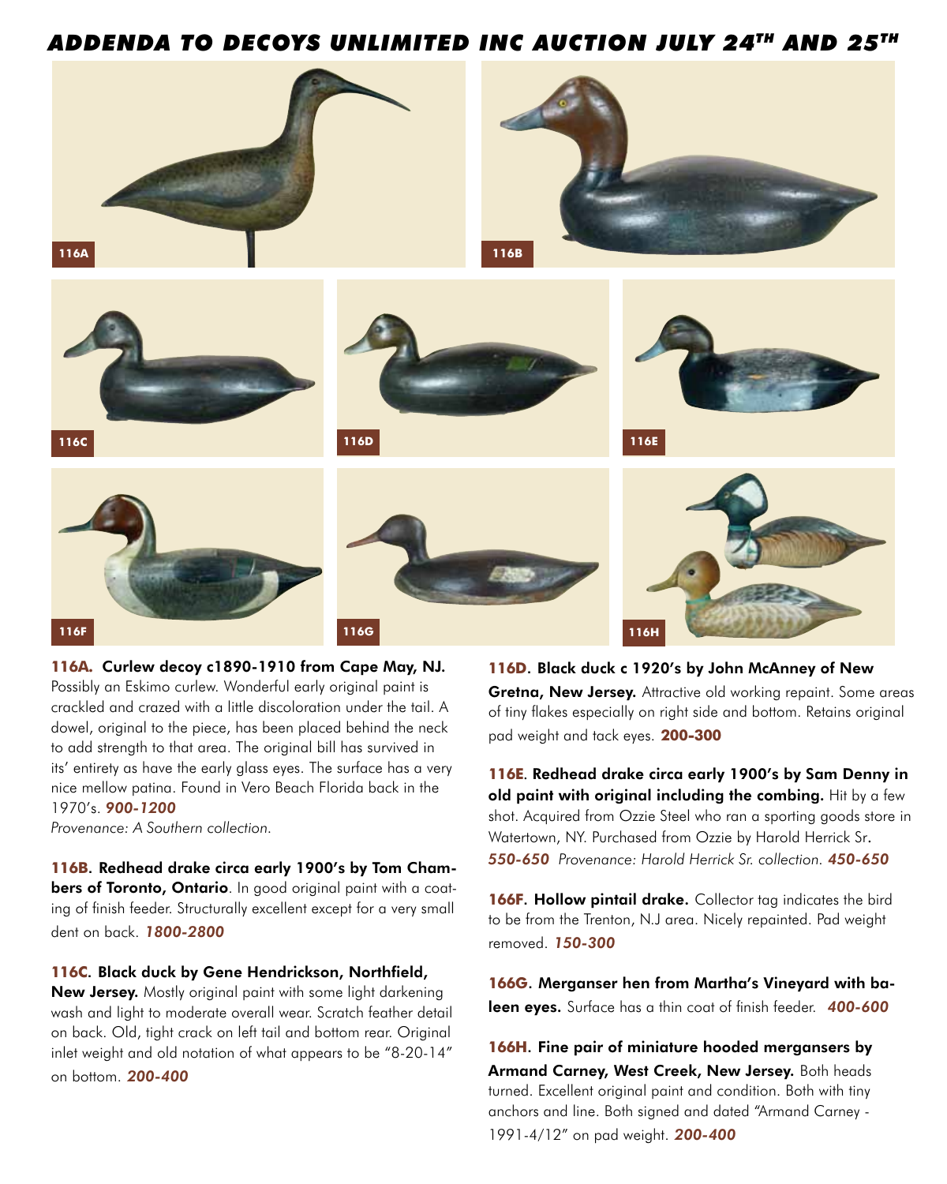## *ADDENDA TO DECOYS UNLIMITED INC AUCTION JULY 24TH AND 25TH*

116A

116B

116C

116D

116E

116F

116G

116H

**116A. Curlew decoy c1890-1910 from Cape May, NJ.** Possibly an Eskimo curlew. Wonderful early original paint is crackled and crazed with a little discoloration under the tail. A dowel, original to the piece, has been placed behind the neck to add strength to that area. The original bill has survived in its' entirety as have the early glass eyes. The surface has a very nice mellow patina. Found in Vero Beach Florida back in the 1970's. ***900-1200***
*Provenance: A Southern collection.*

**116B. Redhead drake circa early 1900's by Tom Chambers of Toronto, Ontario**. In good original paint with a coating of finish feeder. Structurally excellent except for a very small dent on back. ***1800-2800***

**116C. Black duck by Gene Hendrickson, Northfield, New Jersey.** Mostly original paint with some light darkening wash and light to moderate overall wear. Scratch feather detail on back. Old, tight crack on left tail and bottom rear. Original inlet weight and old notation of what appears to be "8-20-14" on bottom. ***200-400***

**116D. Black duck c 1920's by John McAnney of New Gretna, New Jersey.** Attractive old working repaint. Some areas of tiny flakes especially on right side and bottom. Retains original pad weight and tack eyes. **200-300**

**116E**. **Redhead drake circa early 1900's by Sam Denny in old paint with original including the combing.** Hit by a few shot. Acquired from Ozzie Steel who ran a sporting goods store in Watertown, NY. Purchased from Ozzie by Harold Herrick Sr. ***550-650*** *Provenance: Harold Herrick Sr. collection.* ***450-650***

**166F. Hollow pintail drake.** Collector tag indicates the bird to be from the Trenton, N.J area. Nicely repainted. Pad weight removed. ***150-300***

**166G. Merganser hen from Martha's Vineyard with baleen eyes.** Surface has a thin coat of finish feeder. ***400-600***

**166H. Fine pair of miniature hooded mergansers by Armand Carney, West Creek, New Jersey.** Both heads turned. Excellent original paint and condition. Both with tiny anchors and line. Both signed and dated "Armand Carney - 1991-4/12" on pad weight. ***200-400***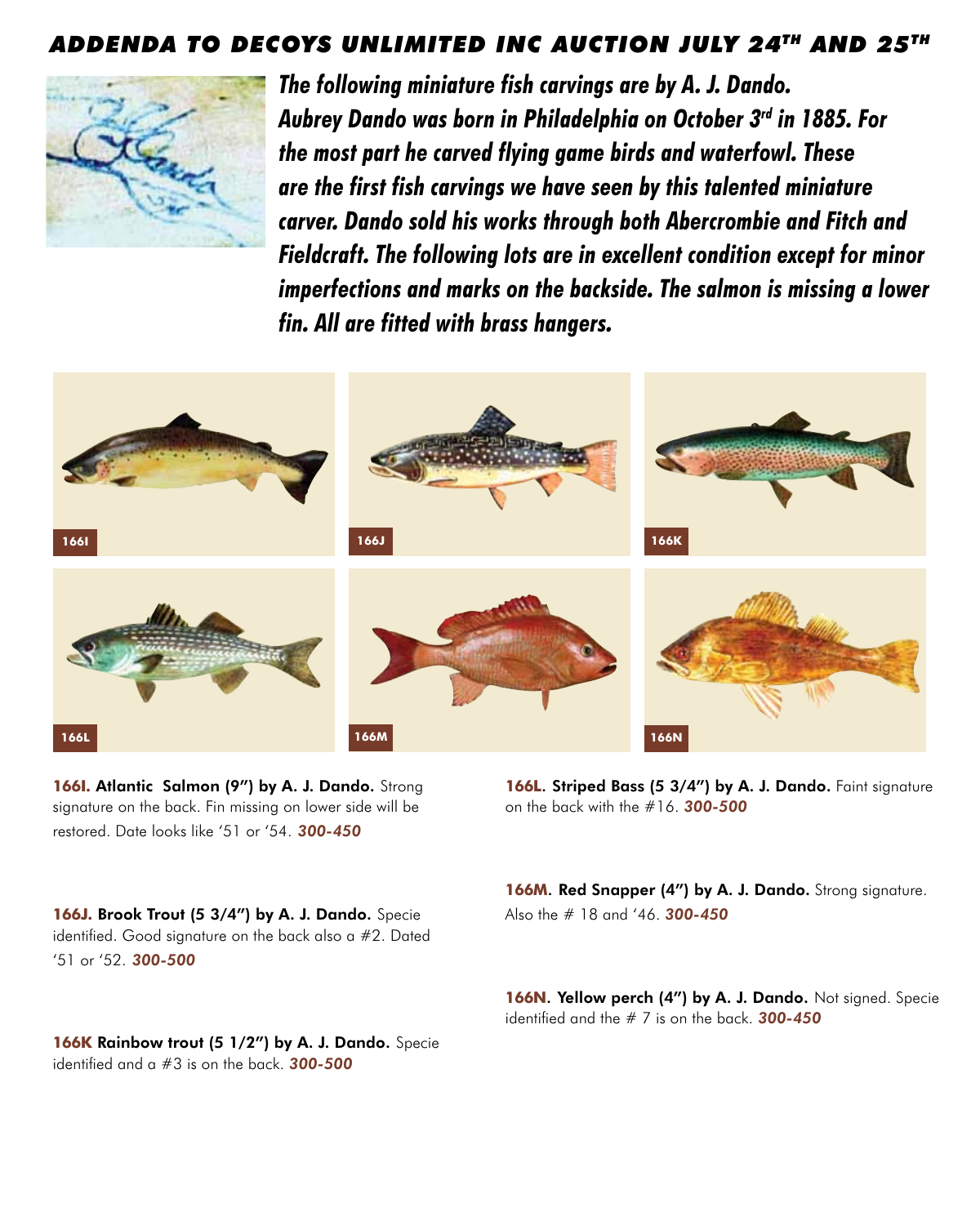## ADDENDA TO DECOYS UNLIMITED INC AUCTION JULY 24TH AND 25TH

***The following miniature fish carvings are by A. J. Dando. Aubrey Dando was born in Philadelphia on October 3rd in 1885. For the most part he carved flying game birds and waterfowl. These are the first fish carvings we have seen by this talented miniature carver. Dando sold his works through both Abercrombie and Fitch and Fieldcraft. The following lots are in excellent condition except for minor imperfections and marks on the backside. The salmon is missing a lower fin. All are fitted with brass hangers.***

166I

166J

166K

166L

166M

166N

**166I. Atlantic Salmon (9") by A. J. Dando.** Strong signature on the back. Fin missing on lower side will be restored. Date looks like '51 or '54. ***300-450***

**166J. Brook Trout (5 3/4") by A. J. Dando.** Specie identified. Good signature on the back also a #2. Dated '51 or '52. ***300-500***

**166K Rainbow trout (5 1/2") by A. J. Dando.** Specie identified and a #3 is on the back. ***300-500***

**166L. Striped Bass (5 3/4") by A. J. Dando.** Faint signature on the back with the #16. ***300-500***

**166M. Red Snapper (4") by A. J. Dando.** Strong signature. Also the # 18 and '46. ***300-450***

**166N. Yellow perch (4") by A. J. Dando.** Not signed. Specie identified and the # 7 is on the back. ***300-450***